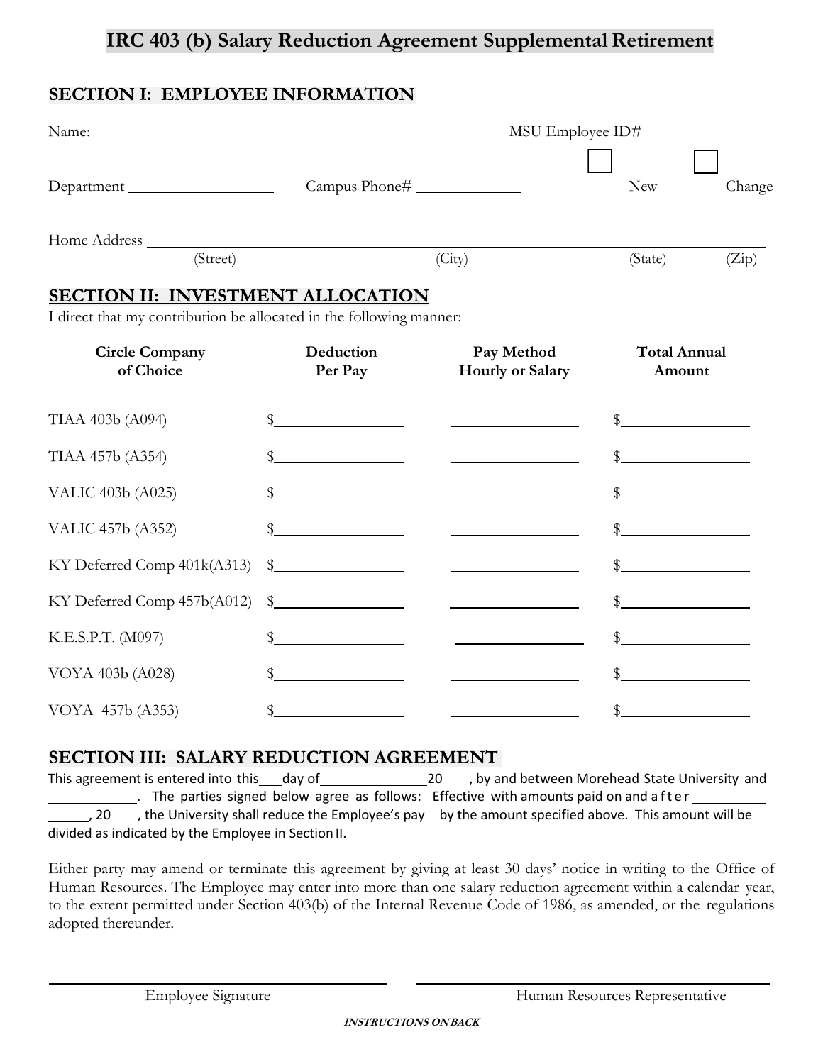# IRC 403 (b) Salary Reduction Agreement Supplemental Retirement

## SECTION I: EMPLOYEE INFORMATION

Name: ______________________________ MSU Employee ID# ______________

Department ______________ Campus Phone# ____________ ☐ New ☐ Change

Home Address ____________________________________________________________
(Street) (City) (State) (Zip)

## SECTION II: INVESTMENT ALLOCATION

I direct that my contribution be allocated in the following manner:

| Circle Company of Choice | Deduction Per Pay | Pay Method Hourly or Salary | Total Annual Amount |
|---|---|---|---|
| TIAA 403b (A094) | $________ | ________ | $________ |
| TIAA 457b (A354) | $________ | ________ | $________ |
| VALIC 403b (A025) | $________ | ________ | $________ |
| VALIC 457b (A352) | $________ | ________ | $________ |
| KY Deferred Comp 401k(A313) | $________ | ________ | $________ |
| KY Deferred Comp 457b(A012) | $________ | ________ | $________ |
| K.E.S.P.T. (M097) | $________ | ________ | $________ |
| VOYA 403b (A028) | $________ | ________ | $________ |
| VOYA 457b (A353) | $________ | ________ | $________ |

## SECTION III: SALARY REDUCTION AGREEMENT

This agreement is entered into this___day of______________20 , by and between Morehead State University and ___________. The parties signed below agree as follows: Effective with amounts paid on and after __________, 20 , the University shall reduce the Employee's pay by the amount specified above. This amount will be divided as indicated by the Employee in Section II.

Either party may amend or terminate this agreement by giving at least 30 days' notice in writing to the Office of Human Resources. The Employee may enter into more than one salary reduction agreement within a calendar year, to the extent permitted under Section 403(b) of the Internal Revenue Code of 1986, as amended, or the regulations adopted thereunder.

______________________________ ______________________________
Employee Signature Human Resources Representative

***INSTRUCTIONS ON BACK***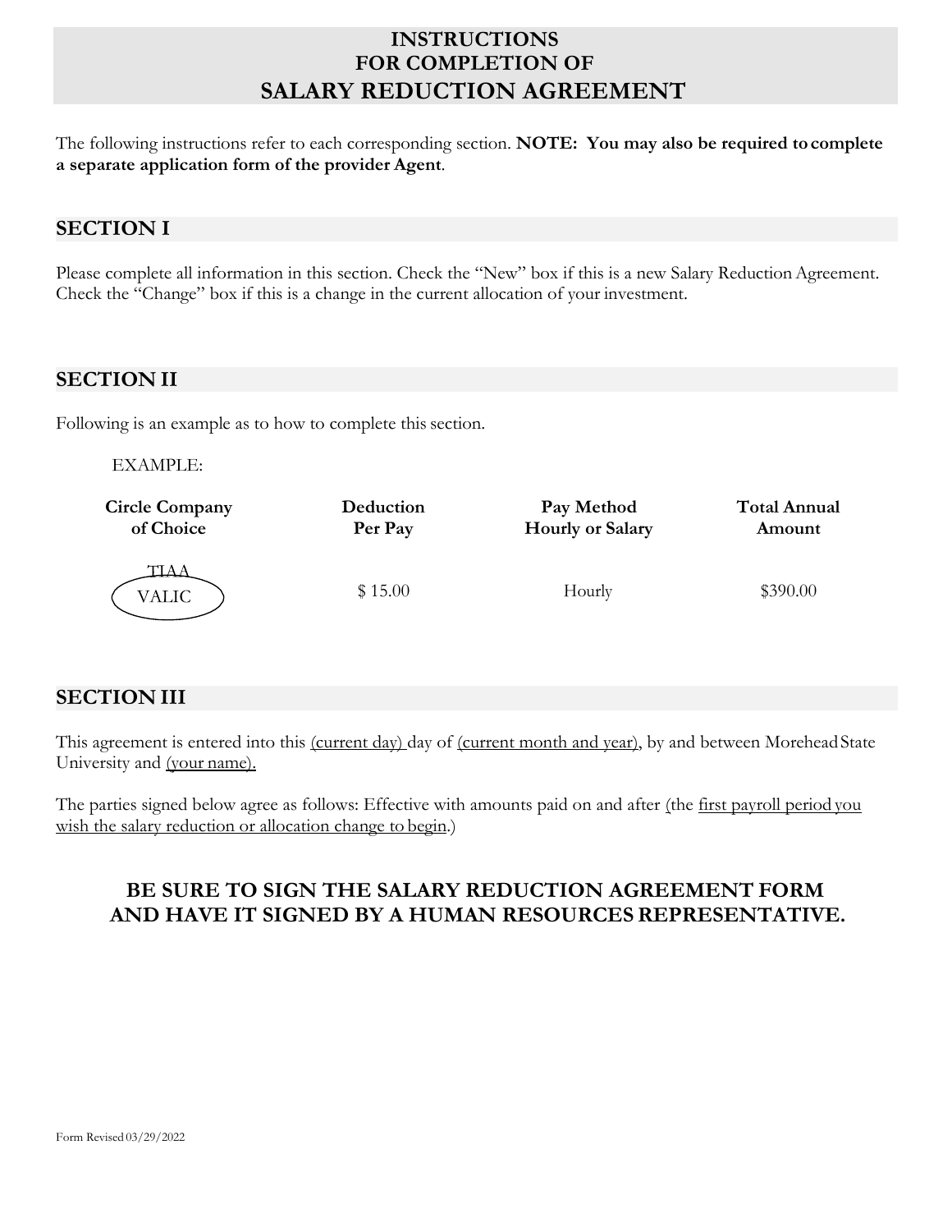# INSTRUCTIONS FOR COMPLETION OF SALARY REDUCTION AGREEMENT

The following instructions refer to each corresponding section. **NOTE: You may also be required to complete a separate application form of the provider Agent**.

## SECTION I

Please complete all information in this section. Check the "New" box if this is a new Salary Reduction Agreement. Check the "Change" box if this is a change in the current allocation of your investment.

## SECTION II

Following is an example as to how to complete this section.

EXAMPLE:

| Circle Company of Choice | Deduction Per Pay | Pay Method Hourly or Salary | Total Annual Amount |
|---|---|---|---|
| TIAA<br>(VALIC) | $ 15.00 | Hourly | $390.00 |

## SECTION III

This agreement is entered into this (current day) day of (current month and year), by and between Morehead State University and (your name).

The parties signed below agree as follows: Effective with amounts paid on and after (the first payroll period you wish the salary reduction or allocation change to begin.)

**BE SURE TO SIGN THE SALARY REDUCTION AGREEMENT FORM AND HAVE IT SIGNED BY A HUMAN RESOURCES REPRESENTATIVE.**

Form Revised 03/29/2022